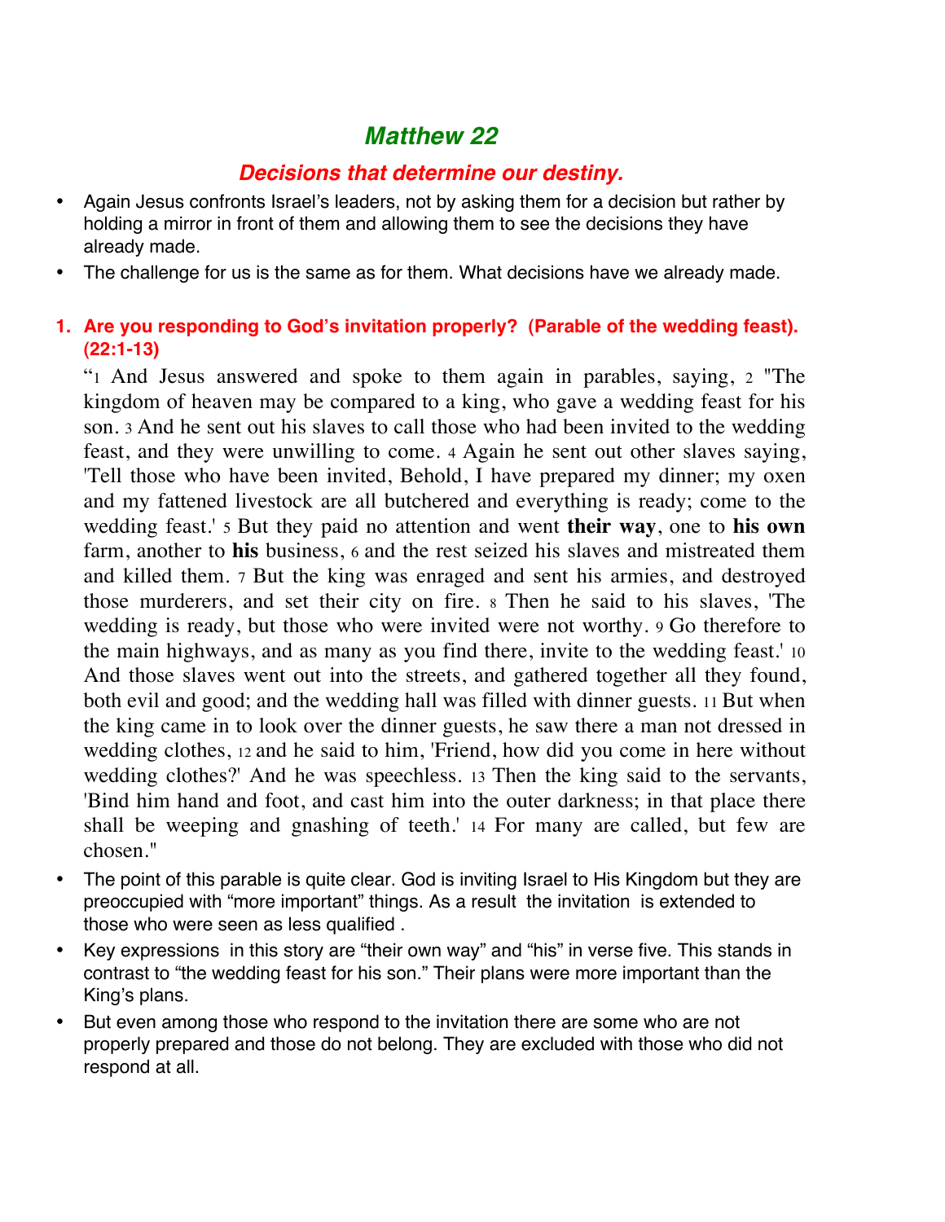# *Matthew 22*

## *Decisions that determine our destiny.*

- Again Jesus confronts Israel's leaders, not by asking them for a decision but rather by holding a mirror in front of them and allowing them to see the decisions they have already made.
- The challenge for us is the same as for them. What decisions have we already made.

1. **Are you responding to God's invitation properly? (Parable of the wedding feast). (22:1-13)**

"1 And Jesus answered and spoke to them again in parables, saying, 2 "The kingdom of heaven may be compared to a king, who gave a wedding feast for his son. 3 And he sent out his slaves to call those who had been invited to the wedding feast, and they were unwilling to come. 4 Again he sent out other slaves saying, 'Tell those who have been invited, Behold, I have prepared my dinner; my oxen and my fattened livestock are all butchered and everything is ready; come to the wedding feast.' 5 But they paid no attention and went **their way**, one to **his own** farm, another to **his** business, 6 and the rest seized his slaves and mistreated them and killed them. 7 But the king was enraged and sent his armies, and destroyed those murderers, and set their city on fire. 8 Then he said to his slaves, 'The wedding is ready, but those who were invited were not worthy. 9 Go therefore to the main highways, and as many as you find there, invite to the wedding feast.' 10 And those slaves went out into the streets, and gathered together all they found, both evil and good; and the wedding hall was filled with dinner guests. 11 But when the king came in to look over the dinner guests, he saw there a man not dressed in wedding clothes, 12 and he said to him, 'Friend, how did you come in here without wedding clothes?' And he was speechless. 13 Then the king said to the servants, 'Bind him hand and foot, and cast him into the outer darkness; in that place there shall be weeping and gnashing of teeth.' 14 For many are called, but few are chosen."

- The point of this parable is quite clear. God is inviting Israel to His Kingdom but they are preoccupied with "more important" things. As a result the invitation is extended to those who were seen as less qualified .
- Key expressions in this story are "their own way" and "his" in verse five. This stands in contrast to "the wedding feast for his son." Their plans were more important than the King's plans.
- But even among those who respond to the invitation there are some who are not properly prepared and those do not belong. They are excluded with those who did not respond at all.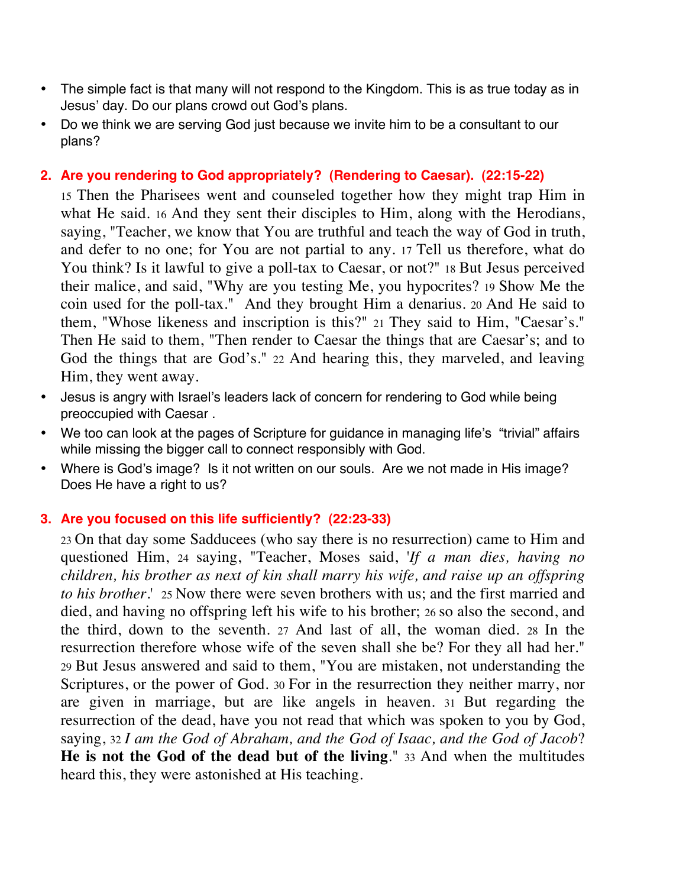- The simple fact is that many will not respond to the Kingdom. This is as true today as in Jesus' day. Do our plans crowd out God's plans.
- Do we think we are serving God just because we invite him to be a consultant to our plans?

**2. Are you rendering to God appropriately? (Rendering to Caesar). (22:15-22)**

15 Then the Pharisees went and counseled together how they might trap Him in what He said. 16 And they sent their disciples to Him, along with the Herodians, saying, "Teacher, we know that You are truthful and teach the way of God in truth, and defer to no one; for You are not partial to any. 17 Tell us therefore, what do You think? Is it lawful to give a poll-tax to Caesar, or not?" 18 But Jesus perceived their malice, and said, "Why are you testing Me, you hypocrites? 19 Show Me the coin used for the poll-tax." And they brought Him a denarius. 20 And He said to them, "Whose likeness and inscription is this?" 21 They said to Him, "Caesar's." Then He said to them, "Then render to Caesar the things that are Caesar's; and to God the things that are God's." 22 And hearing this, they marveled, and leaving Him, they went away.

- Jesus is angry with Israel's leaders lack of concern for rendering to God while being preoccupied with Caesar .
- We too can look at the pages of Scripture for guidance in managing life's "trivial" affairs while missing the bigger call to connect responsibly with God.
- Where is God's image? Is it not written on our souls. Are we not made in His image? Does He have a right to us?

**3. Are you focused on this life sufficiently? (22:23-33)**

23 On that day some Sadducees (who say there is no resurrection) came to Him and questioned Him, 24 saying, "Teacher, Moses said, '*If a man dies, having no children, his brother as next of kin shall marry his wife, and raise up an offspring to his brother*.' 25 Now there were seven brothers with us; and the first married and died, and having no offspring left his wife to his brother; 26 so also the second, and the third, down to the seventh. 27 And last of all, the woman died. 28 In the resurrection therefore whose wife of the seven shall she be? For they all had her." 29 But Jesus answered and said to them, "You are mistaken, not understanding the Scriptures, or the power of God. 30 For in the resurrection they neither marry, nor are given in marriage, but are like angels in heaven. 31 But regarding the resurrection of the dead, have you not read that which was spoken to you by God, saying, 32 *I am the God of Abraham, and the God of Isaac, and the God of Jacob*? **He is not the God of the dead but of the living**." 33 And when the multitudes heard this, they were astonished at His teaching.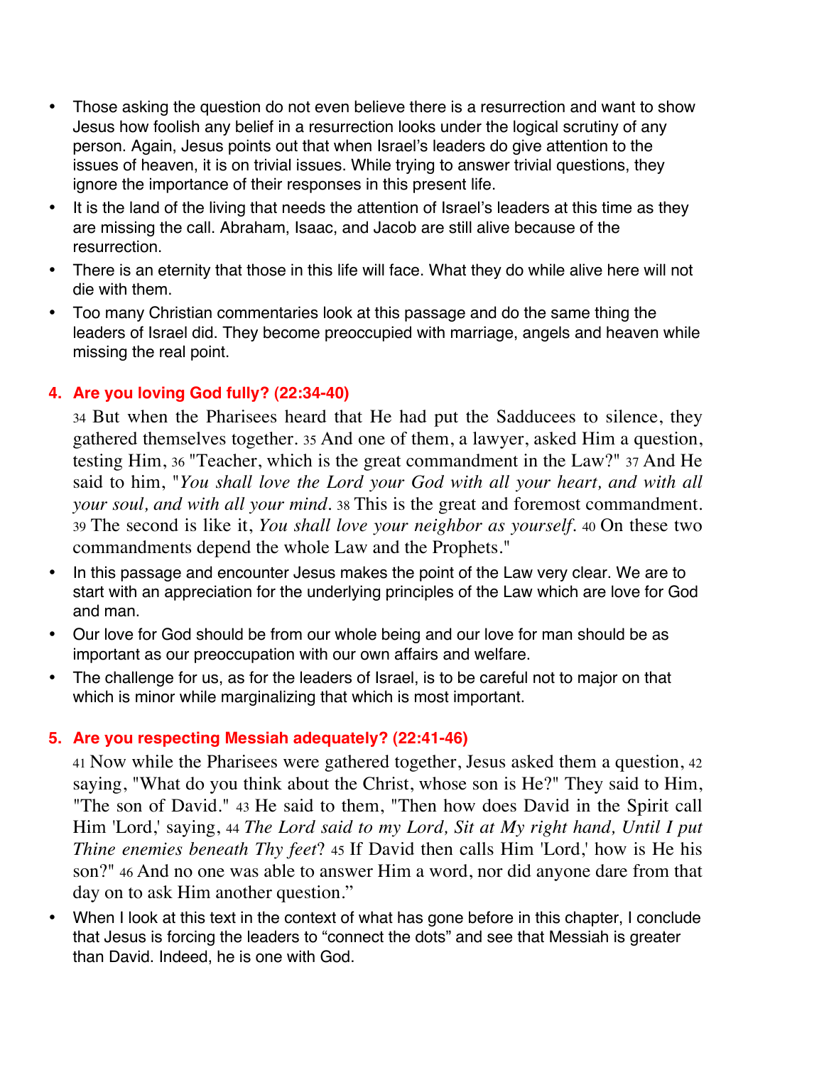- Those asking the question do not even believe there is a resurrection and want to show Jesus how foolish any belief in a resurrection looks under the logical scrutiny of any person. Again, Jesus points out that when Israel's leaders do give attention to the issues of heaven, it is on trivial issues. While trying to answer trivial questions, they ignore the importance of their responses in this present life.
- It is the land of the living that needs the attention of Israel's leaders at this time as they are missing the call. Abraham, Isaac, and Jacob are still alive because of the resurrection.
- There is an eternity that those in this life will face. What they do while alive here will not die with them.
- Too many Christian commentaries look at this passage and do the same thing the leaders of Israel did. They become preoccupied with marriage, angels and heaven while missing the real point.

### 4. Are you loving God fully? (22:34-40)

34 But when the Pharisees heard that He had put the Sadducees to silence, they gathered themselves together. 35 And one of them, a lawyer, asked Him a question, testing Him, 36 "Teacher, which is the great commandment in the Law?" 37 And He said to him, "*You shall love the Lord your God with all your heart, and with all your soul, and with all your mind*. 38 This is the great and foremost commandment. 39 The second is like it, *You shall love your neighbor as yourself*. 40 On these two commandments depend the whole Law and the Prophets."

- In this passage and encounter Jesus makes the point of the Law very clear. We are to start with an appreciation for the underlying principles of the Law which are love for God and man.
- Our love for God should be from our whole being and our love for man should be as important as our preoccupation with our own affairs and welfare.
- The challenge for us, as for the leaders of Israel, is to be careful not to major on that which is minor while marginalizing that which is most important.

### 5. Are you respecting Messiah adequately? (22:41-46)

41 Now while the Pharisees were gathered together, Jesus asked them a question, 42 saying, "What do you think about the Christ, whose son is He?" They said to Him, "The son of David." 43 He said to them, "Then how does David in the Spirit call Him 'Lord,' saying, 44 *The Lord said to my Lord, Sit at My right hand, Until I put Thine enemies beneath Thy feet*? 45 If David then calls Him 'Lord,' how is He his son?" 46 And no one was able to answer Him a word, nor did anyone dare from that day on to ask Him another question."

- When I look at this text in the context of what has gone before in this chapter, I conclude that Jesus is forcing the leaders to "connect the dots" and see that Messiah is greater than David. Indeed, he is one with God.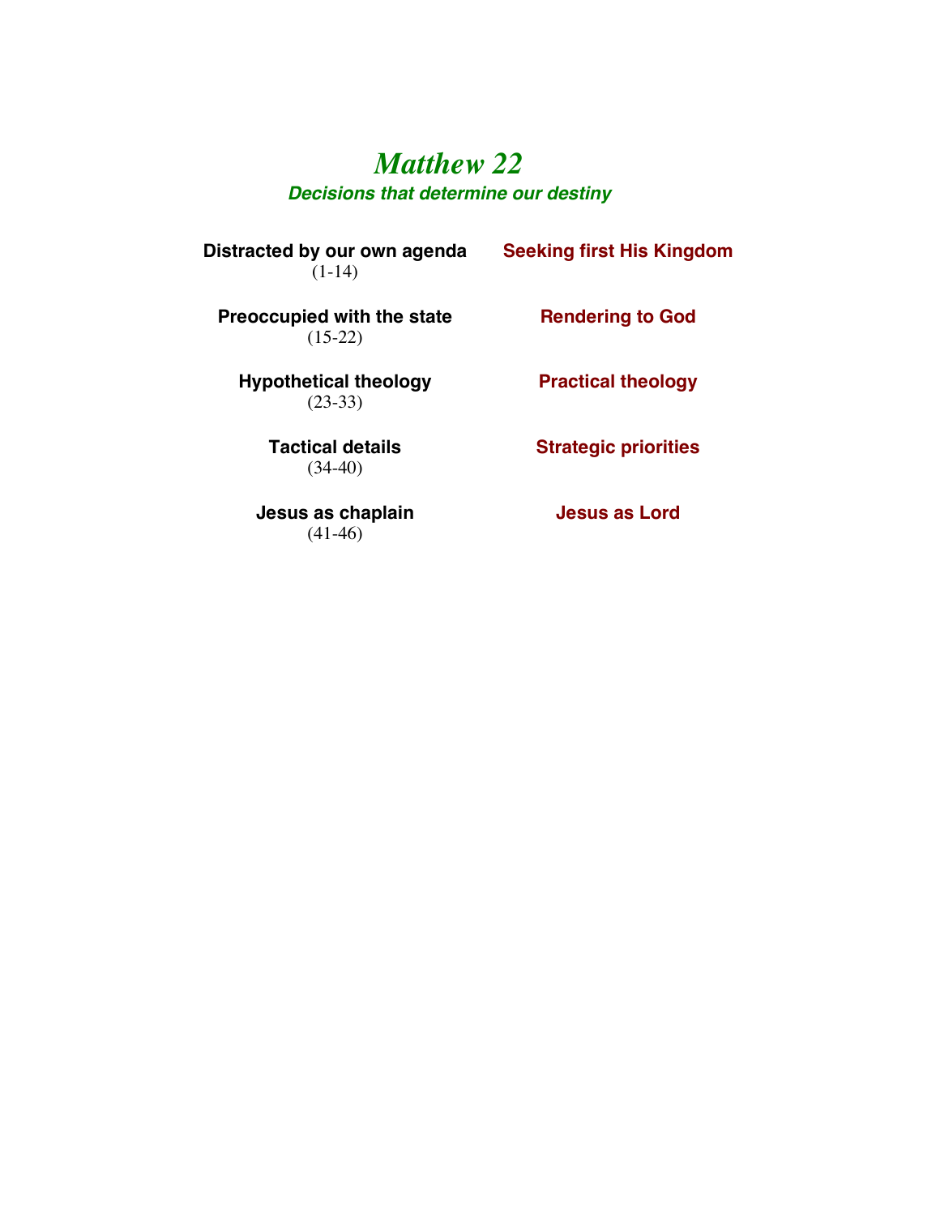# *Matthew 22*

***Decisions that determine our destiny***

| | |
|---|---|
| **Distracted by our own agenda** (1-14) | **Seeking first His Kingdom** |
| **Preoccupied with the state** (15-22) | **Rendering to God** |
| **Hypothetical theology** (23-33) | **Practical theology** |
| **Tactical details** (34-40) | **Strategic priorities** |
| **Jesus as chaplain** (41-46) | **Jesus as Lord** |